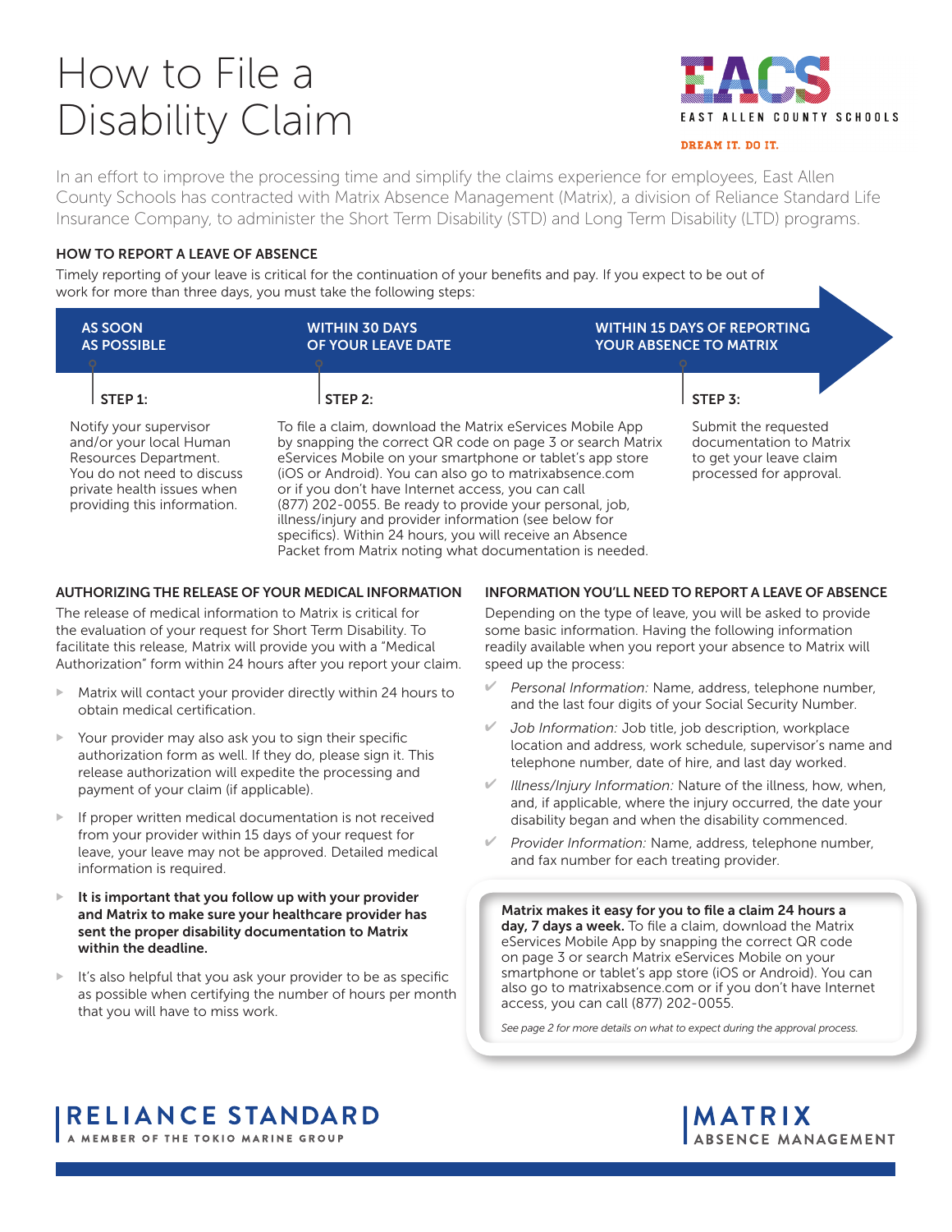# How to File a Disability Claim

EAST ALLEN COUNTY SCHOOLS

DREAM IT. DO IT.

In an effort to improve the processing time and simplify the claims experience for employees, East Allen County Schools has contracted with Matrix Absence Management (Matrix), a division of Reliance Standard Life Insurance Company, to administer the Short Term Disability (STD) and Long Term Disability (LTD) programs.

## HOW TO REPORT A LEAVE OF ABSENCE

Timely reporting of your leave is critical for the continuation of your benefits and pay. If you expect to be out of work for more than three days, you must take the following steps:

**AS SOON AS POSSIBLE**

**STEP 1:**

Notify your supervisor and/or your local Human Resources Department. You do not need to discuss private health issues when providing this information.

**WITHIN 30 DAYS OF YOUR LEAVE DATE**

**STEP 2:**

To file a claim, download the Matrix eServices Mobile App by snapping the correct QR code on page 3 or search Matrix eServices Mobile on your smartphone or tablet's app store (iOS or Android). You can also go to matrixabsence.com or if you don't have Internet access, you can call (877) 202-0055. Be ready to provide your personal, job, illness/injury and provider information (see below for specifics). Within 24 hours, you will receive an Absence Packet from Matrix noting what documentation is needed.

**WITHIN 15 DAYS OF REPORTING YOUR ABSENCE TO MATRIX**

**STEP 3:**

Submit the requested documentation to Matrix to get your leave claim processed for approval.

## AUTHORIZING THE RELEASE OF YOUR MEDICAL INFORMATION

The release of medical information to Matrix is critical for the evaluation of your request for Short Term Disability. To facilitate this release, Matrix will provide you with a "Medical Authorization" form within 24 hours after you report your claim.

- Matrix will contact your provider directly within 24 hours to obtain medical certification.
- Your provider may also ask you to sign their specific authorization form as well. If they do, please sign it. This release authorization will expedite the processing and payment of your claim (if applicable).
- If proper written medical documentation is not received from your provider within 15 days of your request for leave, your leave may not be approved. Detailed medical information is required.
- **It is important that you follow up with your provider and Matrix to make sure your healthcare provider has sent the proper disability documentation to Matrix within the deadline.**
- It's also helpful that you ask your provider to be as specific as possible when certifying the number of hours per month that you will have to miss work.

## INFORMATION YOU'LL NEED TO REPORT A LEAVE OF ABSENCE

Depending on the type of leave, you will be asked to provide some basic information. Having the following information readily available when you report your absence to Matrix will speed up the process:

- *Personal Information:* Name, address, telephone number, and the last four digits of your Social Security Number.
- *Job Information:* Job title, job description, workplace location and address, work schedule, supervisor's name and telephone number, date of hire, and last day worked.
- *Illness/Injury Information:* Nature of the illness, how, when, and, if applicable, where the injury occurred, the date your disability began and when the disability commenced.
- *Provider Information:* Name, address, telephone number, and fax number for each treating provider.

**Matrix makes it easy for you to file a claim 24 hours a day, 7 days a week.** To file a claim, download the Matrix eServices Mobile App by snapping the correct QR code on page 3 or search Matrix eServices Mobile on your smartphone or tablet's app store (iOS or Android). You can also go to matrixabsence.com or if you don't have Internet access, you can call (877) 202-0055.

*See page 2 for more details on what to expect during the approval process.*

RELIANCE STANDARD
A MEMBER OF THE TOKIO MARINE GROUP

MATRIX
ABSENCE MANAGEMENT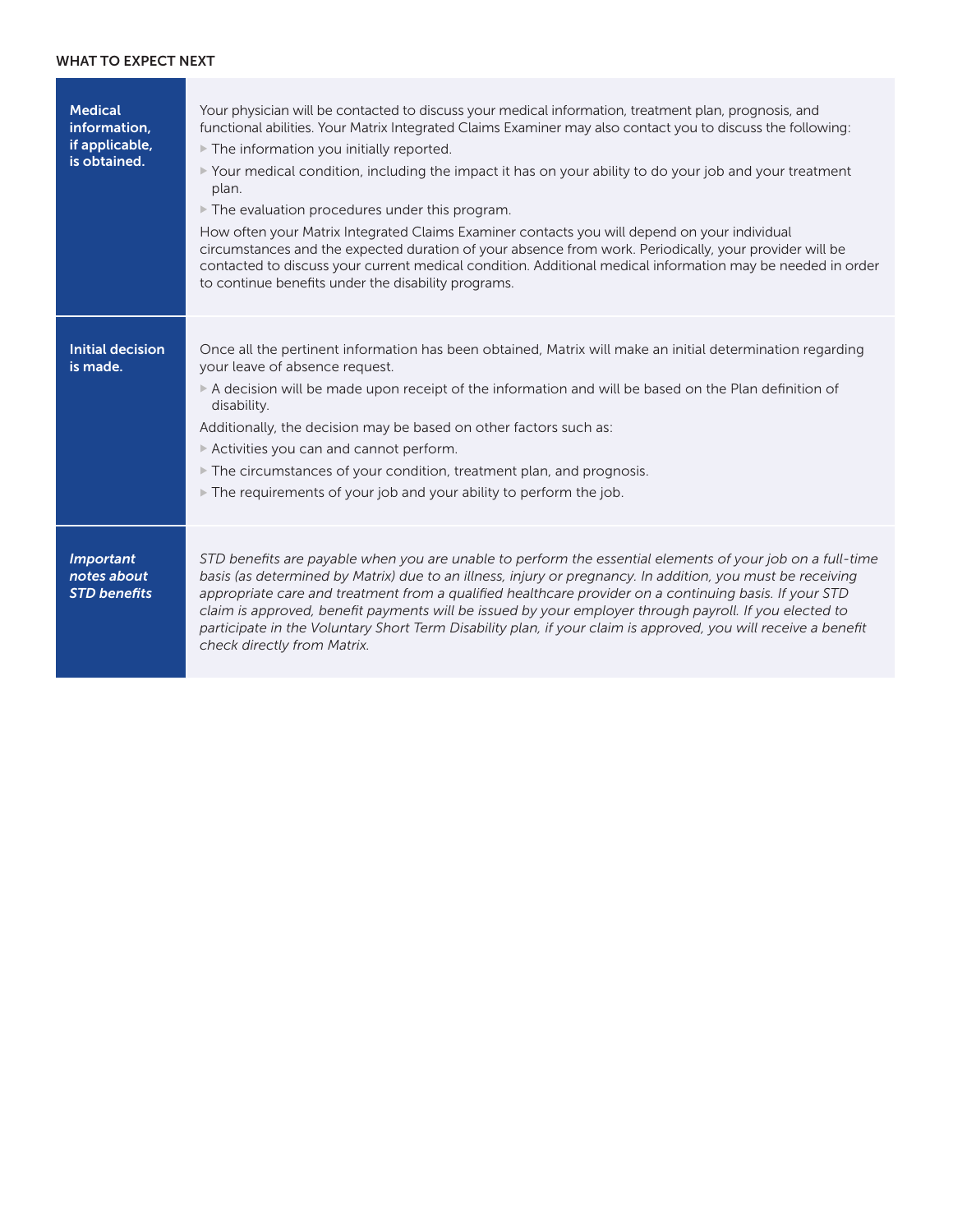## WHAT TO EXPECT NEXT

### Medical information, if applicable, is obtained.

Your physician will be contacted to discuss your medical information, treatment plan, prognosis, and functional abilities. Your Matrix Integrated Claims Examiner may also contact you to discuss the following:

- The information you initially reported.
- Your medical condition, including the impact it has on your ability to do your job and your treatment plan.
- The evaluation procedures under this program.

How often your Matrix Integrated Claims Examiner contacts you will depend on your individual circumstances and the expected duration of your absence from work. Periodically, your provider will be contacted to discuss your current medical condition. Additional medical information may be needed in order to continue benefits under the disability programs.

### Initial decision is made.

Once all the pertinent information has been obtained, Matrix will make an initial determination regarding your leave of absence request.

- A decision will be made upon receipt of the information and will be based on the Plan definition of disability.

Additionally, the decision may be based on other factors such as:

- Activities you can and cannot perform.
- The circumstances of your condition, treatment plan, and prognosis.
- The requirements of your job and your ability to perform the job.

### *Important notes about STD benefits*

*STD benefits are payable when you are unable to perform the essential elements of your job on a full-time basis (as determined by Matrix) due to an illness, injury or pregnancy. In addition, you must be receiving appropriate care and treatment from a qualified healthcare provider on a continuing basis. If your STD claim is approved, benefit payments will be issued by your employer through payroll. If you elected to participate in the Voluntary Short Term Disability plan, if your claim is approved, you will receive a benefit check directly from Matrix.*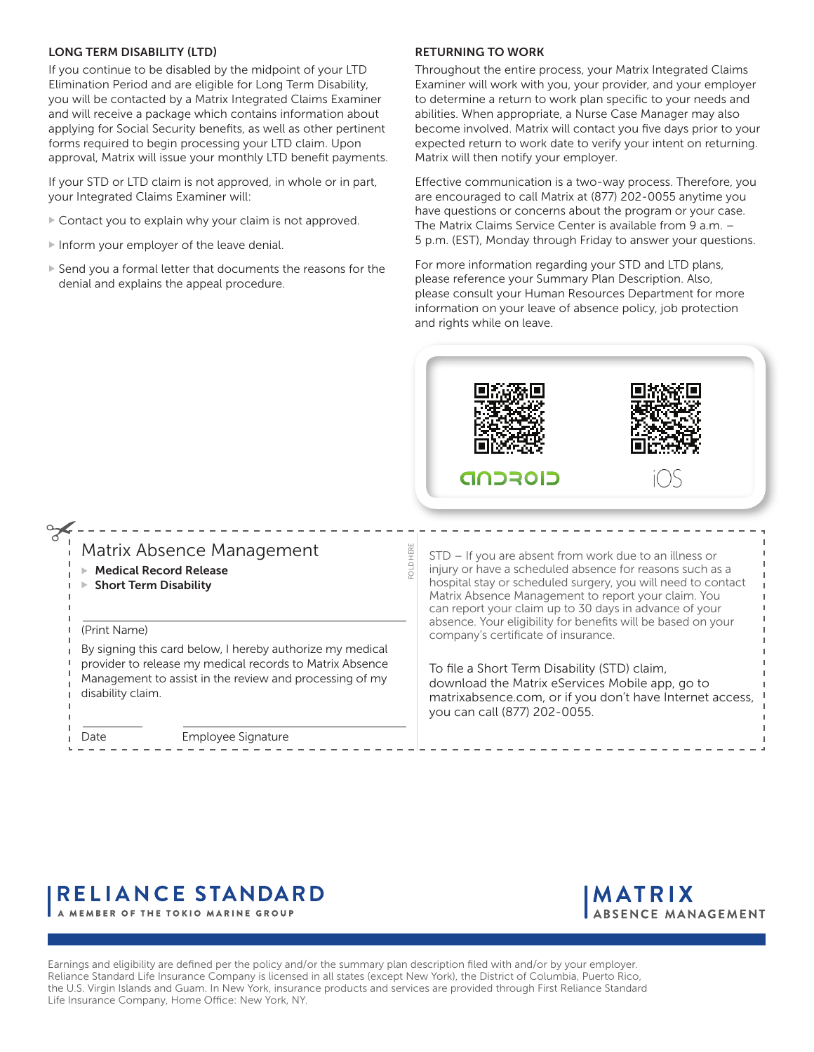## LONG TERM DISABILITY (LTD)

If you continue to be disabled by the midpoint of your LTD Elimination Period and are eligible for Long Term Disability, you will be contacted by a Matrix Integrated Claims Examiner and will receive a package which contains information about applying for Social Security benefits, as well as other pertinent forms required to begin processing your LTD claim. Upon approval, Matrix will issue your monthly LTD benefit payments.

If your STD or LTD claim is not approved, in whole or in part, your Integrated Claims Examiner will:

- Contact you to explain why your claim is not approved.
- Inform your employer of the leave denial.
- Send you a formal letter that documents the reasons for the denial and explains the appeal procedure.

## RETURNING TO WORK

Throughout the entire process, your Matrix Integrated Claims Examiner will work with you, your provider, and your employer to determine a return to work plan specific to your needs and abilities. When appropriate, a Nurse Case Manager may also become involved. Matrix will contact you five days prior to your expected return to work date to verify your intent on returning. Matrix will then notify your employer.

Effective communication is a two-way process. Therefore, you are encouraged to call Matrix at (877) 202-0055 anytime you have questions or concerns about the program or your case. The Matrix Claims Service Center is available from 9 a.m. – 5 p.m. (EST), Monday through Friday to answer your questions.

For more information regarding your STD and LTD plans, please reference your Summary Plan Description. Also, please consult your Human Resources Department for more information on your leave of absence policy, job protection and rights while on leave.

android

iOS

---

# Matrix Absence Management

- **Medical Record Release**
- **Short Term Disability**

(Print Name)

By signing this card below, I hereby authorize my medical provider to release my medical records to Matrix Absence Management to assist in the review and processing of my disability claim.

Date Employee Signature

FOLD HERE

STD – If you are absent from work due to an illness or injury or have a scheduled absence for reasons such as a hospital stay or scheduled surgery, you will need to contact Matrix Absence Management to report your claim. You can report your claim up to 30 days in advance of your absence. Your eligibility for benefits will be based on your company's certificate of insurance.

To file a Short Term Disability (STD) claim, download the Matrix eServices Mobile app, go to matrixabsence.com, or if you don't have Internet access, you can call (877) 202-0055.

---

RELIANCE STANDARD
A MEMBER OF THE TOKIO MARINE GROUP

MATRIX
ABSENCE MANAGEMENT

Earnings and eligibility are defined per the policy and/or the summary plan description filed with and/or by your employer. Reliance Standard Life Insurance Company is licensed in all states (except New York), the District of Columbia, Puerto Rico, the U.S. Virgin Islands and Guam. In New York, insurance products and services are provided through First Reliance Standard Life Insurance Company, Home Office: New York, NY.